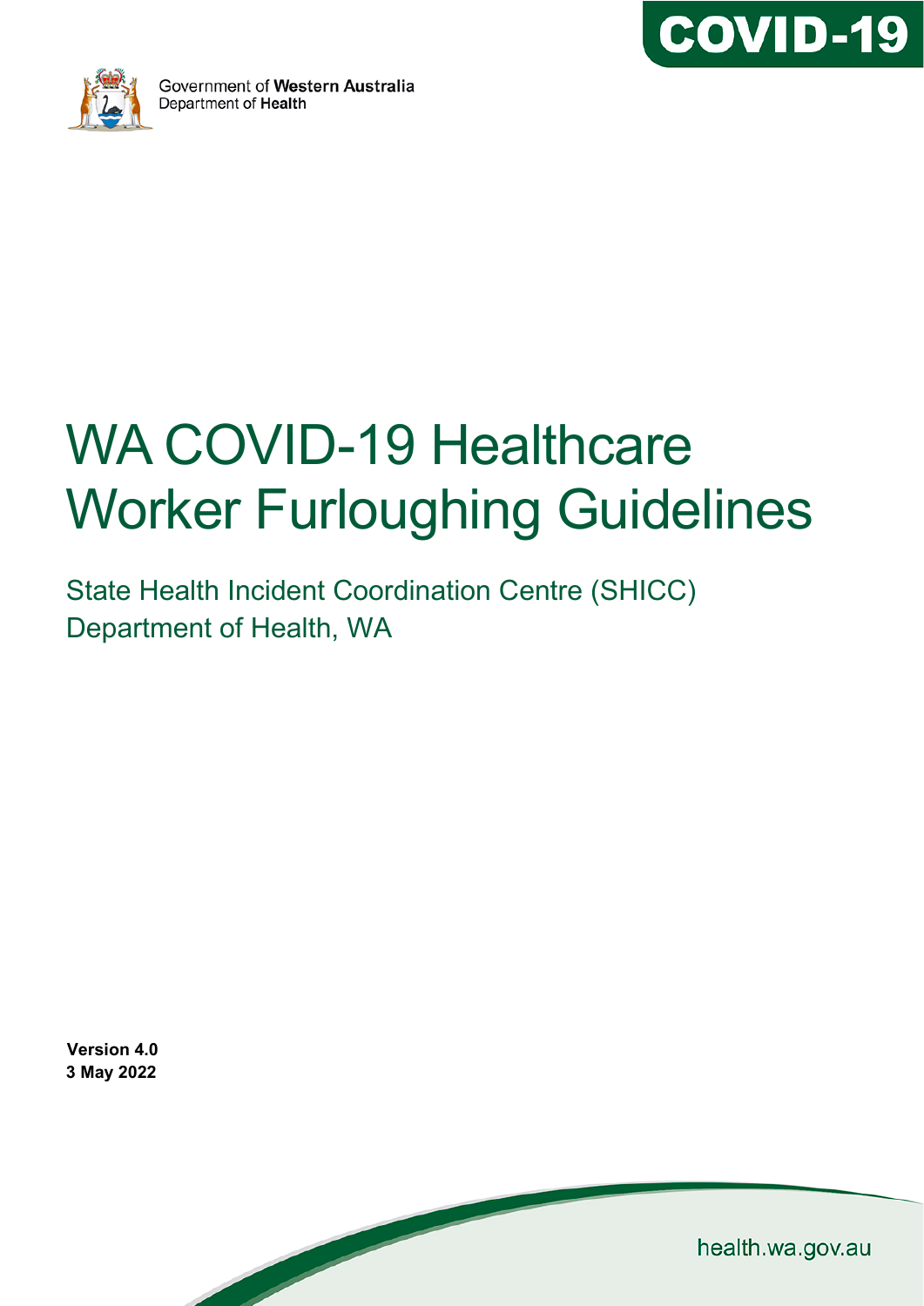Government of **Western Australia**
Department of **Health**

**COVID-19**

# WA COVID-19 Healthcare Worker Furloughing Guidelines

State Health Incident Coordination Centre (SHICC)
Department of Health, WA

**Version 4.0**
**3 May 2022**

health.wa.gov.au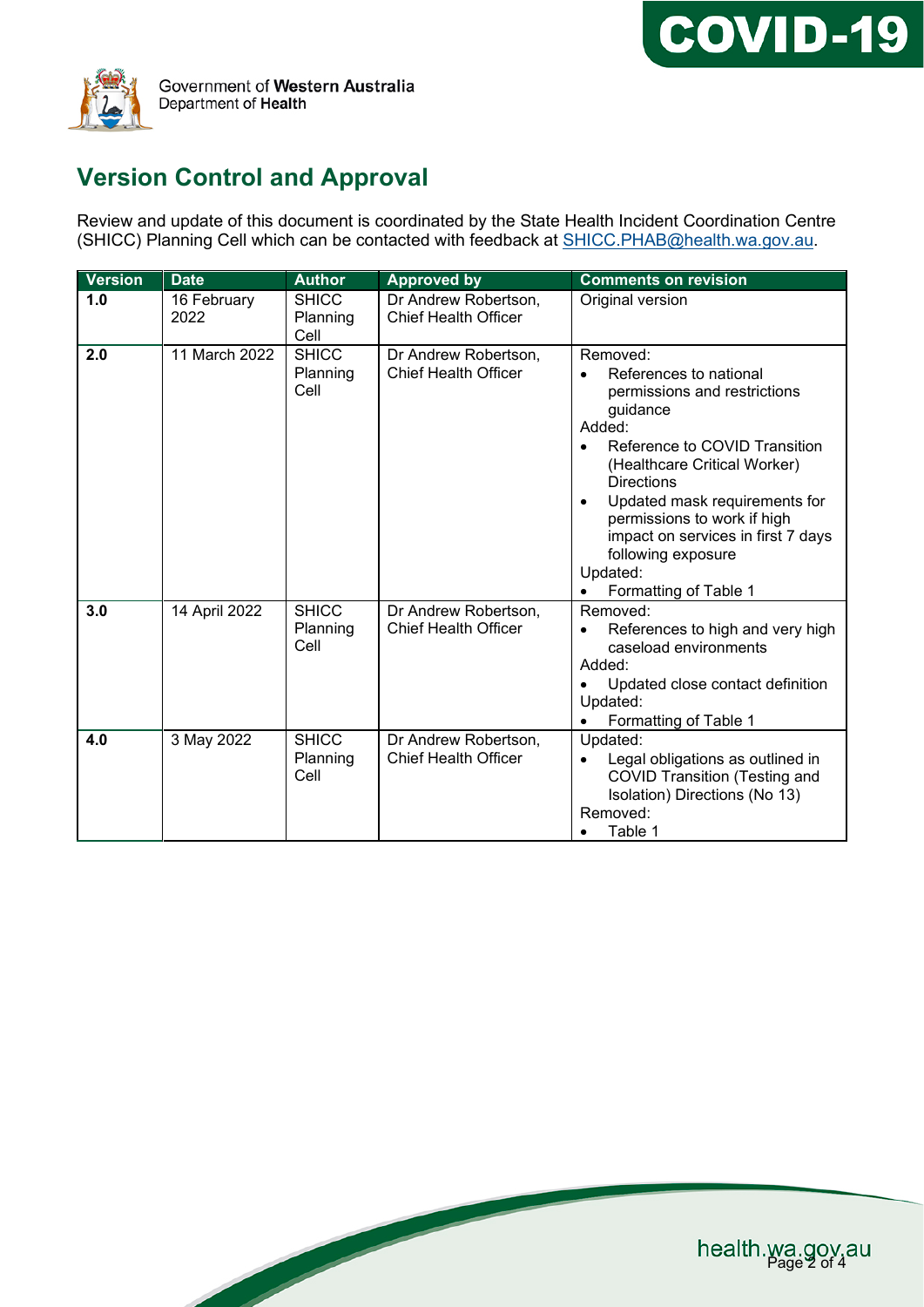## Version Control and Approval

Review and update of this document is coordinated by the State Health Incident Coordination Centre (SHICC) Planning Cell which can be contacted with feedback at SHICC.PHAB@health.wa.gov.au.

| Version | Date | Author | Approved by | Comments on revision |
|---|---|---|---|---|
| **1.0** | 16 February 2022 | SHICC Planning Cell | Dr Andrew Robertson, Chief Health Officer | Original version |
| **2.0** | 11 March 2022 | SHICC Planning Cell | Dr Andrew Robertson, Chief Health Officer | Removed:<br>• References to national permissions and restrictions guidance<br>Added:<br>• Reference to COVID Transition (Healthcare Critical Worker) Directions<br>• Updated mask requirements for permissions to work if high impact on services in first 7 days following exposure<br>Updated:<br>• Formatting of Table 1 |
| **3.0** | 14 April 2022 | SHICC Planning Cell | Dr Andrew Robertson, Chief Health Officer | Removed:<br>• References to high and very high caseload environments<br>Added:<br>• Updated close contact definition<br>Updated:<br>• Formatting of Table 1 |
| **4.0** | 3 May 2022 | SHICC Planning Cell | Dr Andrew Robertson, Chief Health Officer | Updated:<br>• Legal obligations as outlined in COVID Transition (Testing and Isolation) Directions (No 13)<br>Removed:<br>• Table 1 |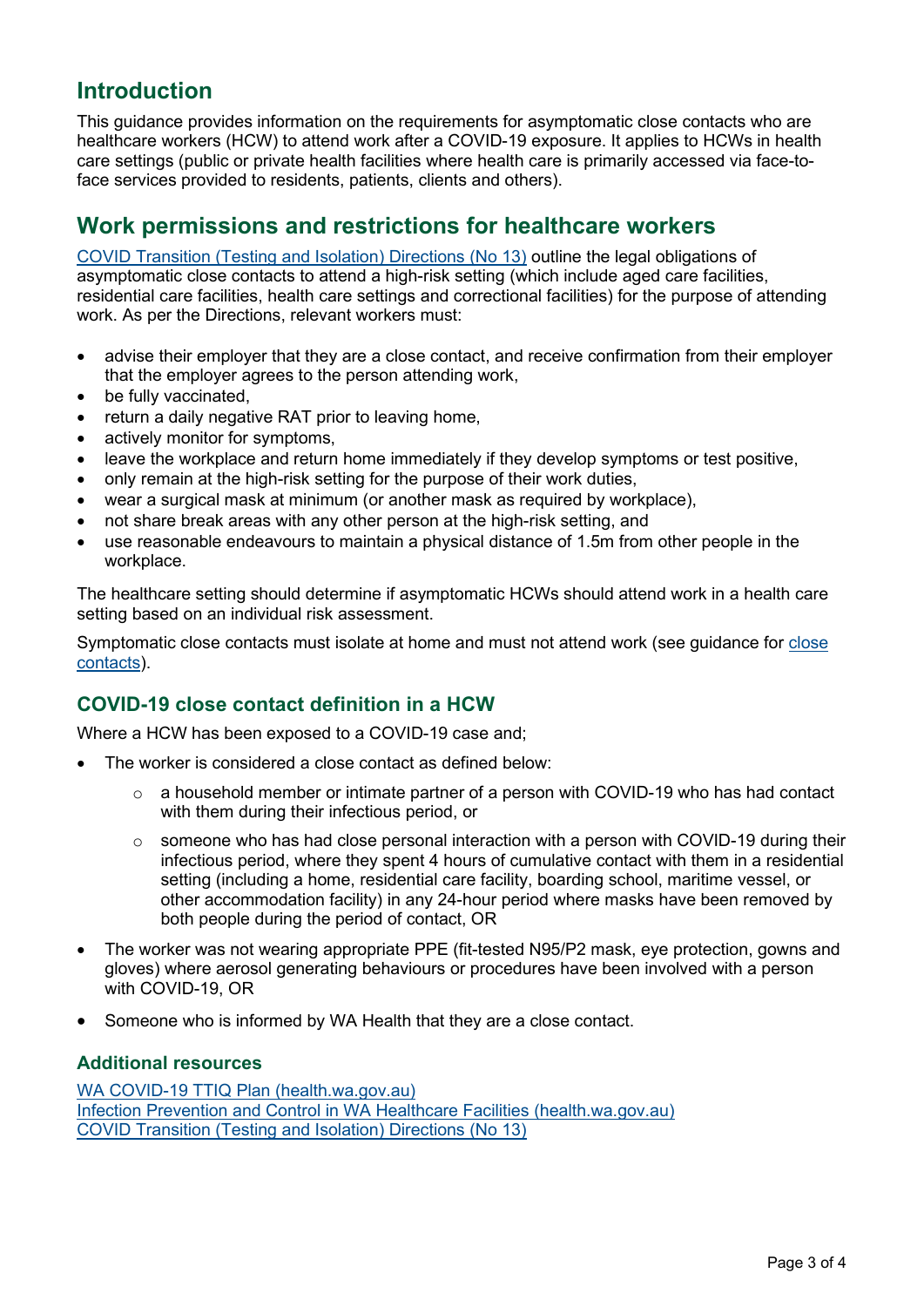## Introduction

This guidance provides information on the requirements for asymptomatic close contacts who are healthcare workers (HCW) to attend work after a COVID-19 exposure. It applies to HCWs in health care settings (public or private health facilities where health care is primarily accessed via face-to-face services provided to residents, patients, clients and others).

## Work permissions and restrictions for healthcare workers

[COVID Transition (Testing and Isolation) Directions (No 13)](#) outline the legal obligations of asymptomatic close contacts to attend a high-risk setting (which include aged care facilities, residential care facilities, health care settings and correctional facilities) for the purpose of attending work. As per the Directions, relevant workers must:

- advise their employer that they are a close contact, and receive confirmation from their employer that the employer agrees to the person attending work,
- be fully vaccinated,
- return a daily negative RAT prior to leaving home,
- actively monitor for symptoms,
- leave the workplace and return home immediately if they develop symptoms or test positive,
- only remain at the high-risk setting for the purpose of their work duties,
- wear a surgical mask at minimum (or another mask as required by workplace),
- not share break areas with any other person at the high-risk setting, and
- use reasonable endeavours to maintain a physical distance of 1.5m from other people in the workplace.

The healthcare setting should determine if asymptomatic HCWs should attend work in a health care setting based on an individual risk assessment.

Symptomatic close contacts must isolate at home and must not attend work (see guidance for [close contacts](#)).

### COVID-19 close contact definition in a HCW

Where a HCW has been exposed to a COVID-19 case and;

- The worker is considered a close contact as defined below:
  - a household member or intimate partner of a person with COVID-19 who has had contact with them during their infectious period, or
  - someone who has had close personal interaction with a person with COVID-19 during their infectious period, where they spent 4 hours of cumulative contact with them in a residential setting (including a home, residential care facility, boarding school, maritime vessel, or other accommodation facility) in any 24-hour period where masks have been removed by both people during the period of contact, OR
- The worker was not wearing appropriate PPE (fit-tested N95/P2 mask, eye protection, gowns and gloves) where aerosol generating behaviours or procedures have been involved with a person with COVID-19, OR
- Someone who is informed by WA Health that they are a close contact.

### Additional resources

[WA COVID-19 TTIQ Plan (health.wa.gov.au)](#)
[Infection Prevention and Control in WA Healthcare Facilities (health.wa.gov.au)](#)
[COVID Transition (Testing and Isolation) Directions (No 13)](#)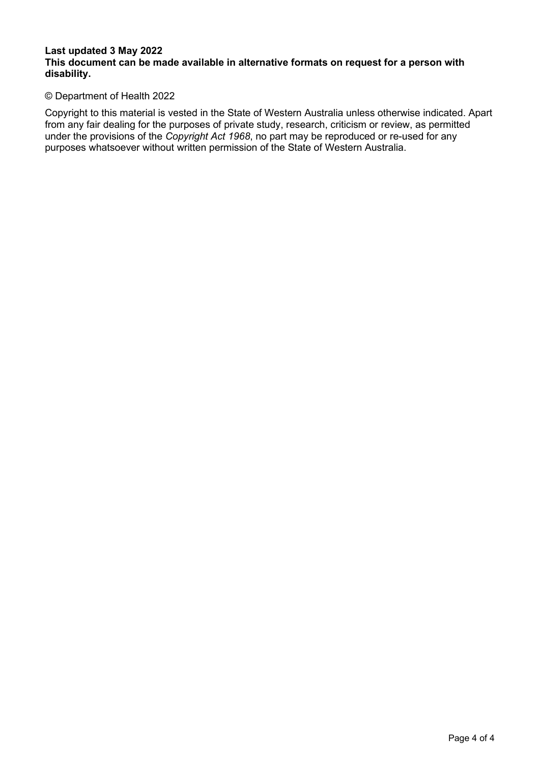**Last updated 3 May 2022**
**This document can be made available in alternative formats on request for a person with disability.**

© Department of Health 2022

Copyright to this material is vested in the State of Western Australia unless otherwise indicated. Apart from any fair dealing for the purposes of private study, research, criticism or review, as permitted under the provisions of the *Copyright Act 1968*, no part may be reproduced or re-used for any purposes whatsoever without written permission of the State of Western Australia.